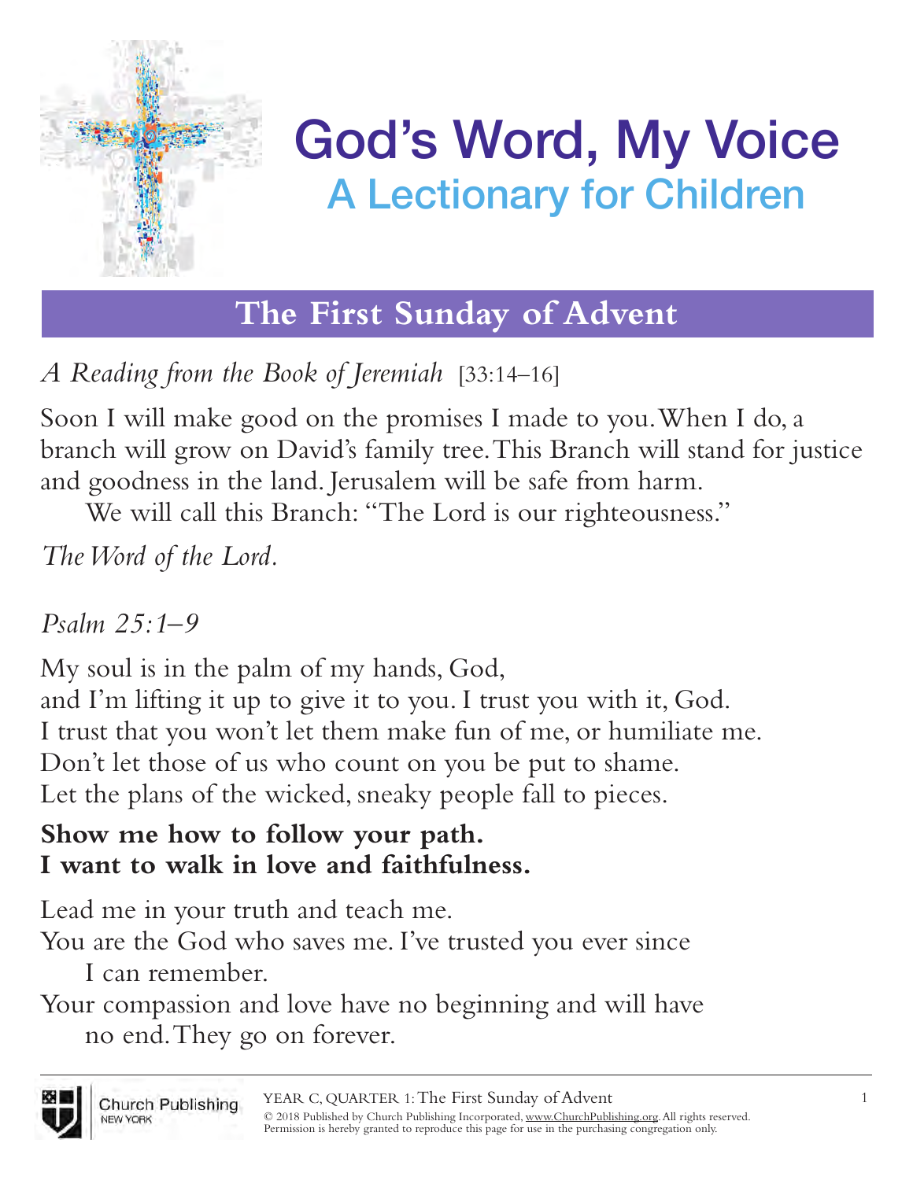# God's Word, My Voice

## A Lectionary for Children

## The First Sunday of Advent

*A Reading from the Book of Jeremiah* [33:14–16]

Soon I will make good on the promises I made to you. When I do, a branch will grow on David's family tree. This Branch will stand for justice and goodness in the land. Jerusalem will be safe from harm.

We will call this Branch: "The Lord is our righteousness."

*The Word of the Lord.*

*Psalm 25:1–9*

My soul is in the palm of my hands, God,
and I'm lifting it up to give it to you. I trust you with it, God.
I trust that you won't let them make fun of me, or humiliate me.
Don't let those of us who count on you be put to shame.
Let the plans of the wicked, sneaky people fall to pieces.

**Show me how to follow your path.**
**I want to walk in love and faithfulness.**

Lead me in your truth and teach me.
You are the God who saves me. I've trusted you ever since
 I can remember.
Your compassion and love have no beginning and will have
 no end. They go on forever.

YEAR C, QUARTER 1: The First Sunday of Advent

© 2018 Published by Church Publishing Incorporated, www.ChurchPublishing.org. All rights reserved.
Permission is hereby granted to reproduce this page for use in the purchasing congregation only.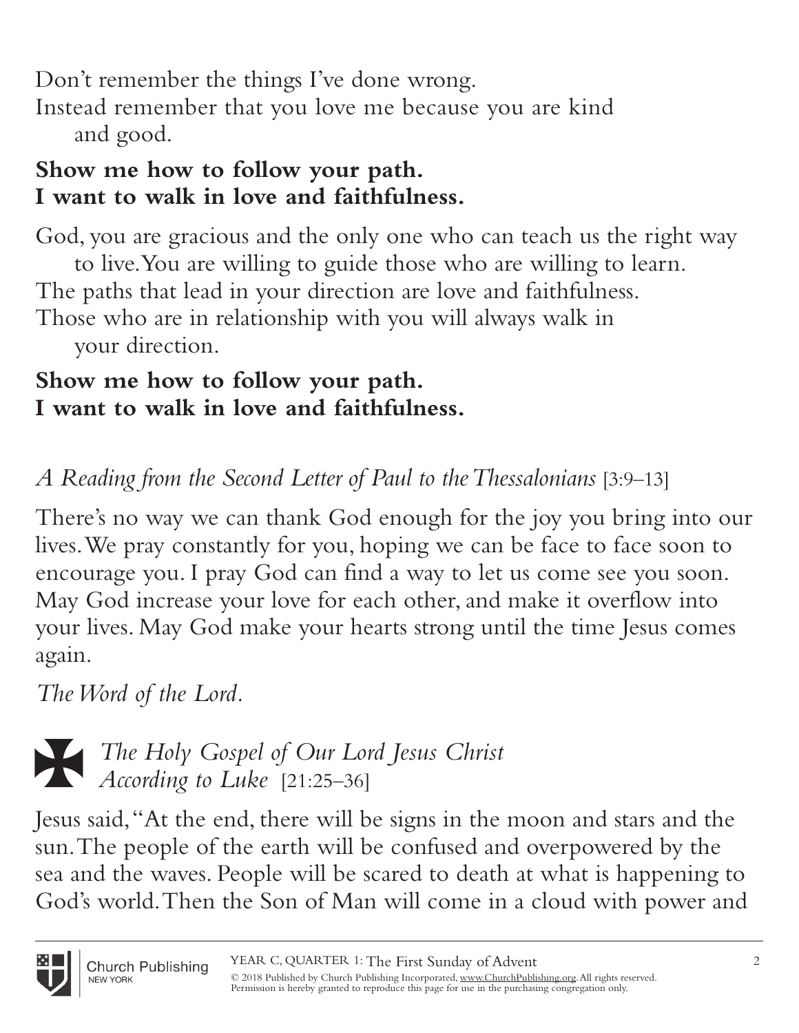Don't remember the things I've done wrong.
Instead remember that you love me because you are kind and good.

**Show me how to follow your path.**
**I want to walk in love and faithfulness.**

God, you are gracious and the only one who can teach us the right way to live. You are willing to guide those who are willing to learn.
The paths that lead in your direction are love and faithfulness.
Those who are in relationship with you will always walk in your direction.

**Show me how to follow your path.**
**I want to walk in love and faithfulness.**

*A Reading from the Second Letter of Paul to the Thessalonians* [3:9–13]

There's no way we can thank God enough for the joy you bring into our lives. We pray constantly for you, hoping we can be face to face soon to encourage you. I pray God can find a way to let us come see you soon. May God increase your love for each other, and make it overflow into your lives. May God make your hearts strong until the time Jesus comes again.

*The Word of the Lord.*

✠ *The Holy Gospel of Our Lord Jesus Christ According to Luke* [21:25–36]

Jesus said, "At the end, there will be signs in the moon and stars and the sun. The people of the earth will be confused and overpowered by the sea and the waves. People will be scared to death at what is happening to God's world. Then the Son of Man will come in a cloud with power and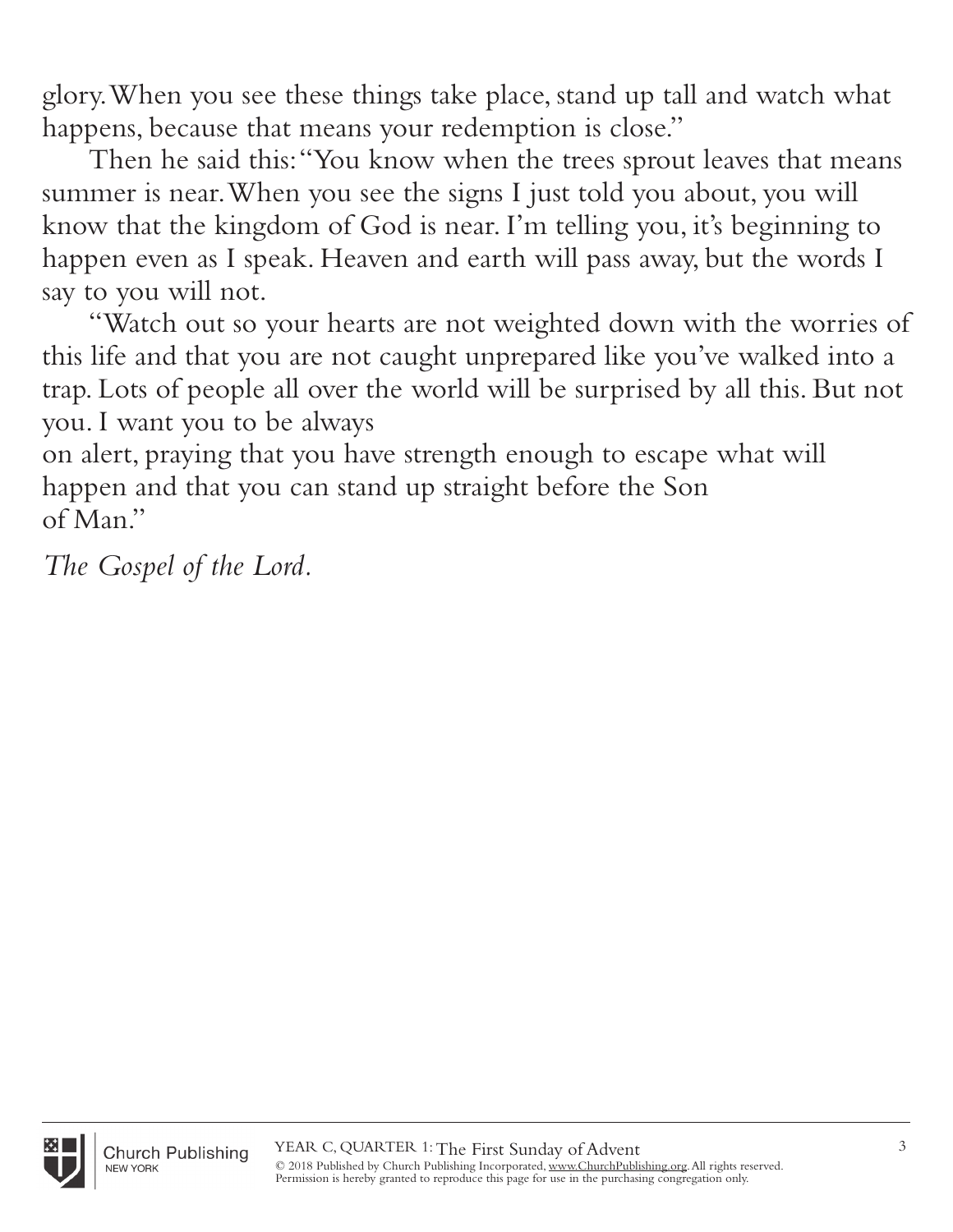glory. When you see these things take place, stand up tall and watch what happens, because that means your redemption is close."

Then he said this: "You know when the trees sprout leaves that means summer is near. When you see the signs I just told you about, you will know that the kingdom of God is near. I'm telling you, it's beginning to happen even as I speak. Heaven and earth will pass away, but the words I say to you will not.

"Watch out so your hearts are not weighted down with the worries of this life and that you are not caught unprepared like you've walked into a trap. Lots of people all over the world will be surprised by all this. But not you. I want you to be always on alert, praying that you have strength enough to escape what will happen and that you can stand up straight before the Son of Man."

*The Gospel of the Lord.*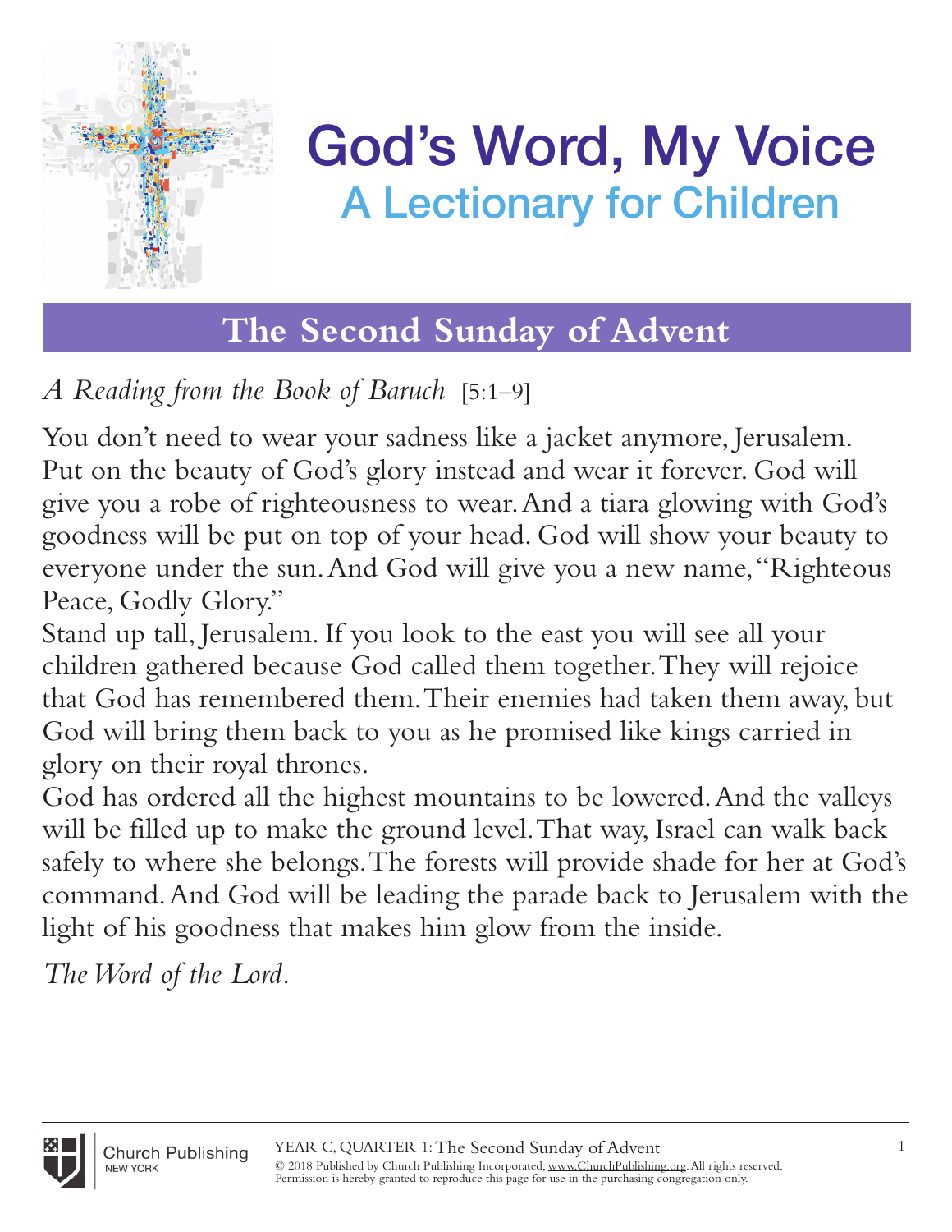# God's Word, My Voice

## A Lectionary for Children

## The Second Sunday of Advent

*A Reading from the Book of Baruch* [5:1–9]

You don't need to wear your sadness like a jacket anymore, Jerusalem. Put on the beauty of God's glory instead and wear it forever. God will give you a robe of righteousness to wear. And a tiara glowing with God's goodness will be put on top of your head. God will show your beauty to everyone under the sun. And God will give you a new name, "Righteous Peace, Godly Glory."

Stand up tall, Jerusalem. If you look to the east you will see all your children gathered because God called them together. They will rejoice that God has remembered them. Their enemies had taken them away, but God will bring them back to you as he promised like kings carried in glory on their royal thrones.

God has ordered all the highest mountains to be lowered. And the valleys will be filled up to make the ground level. That way, Israel can walk back safely to where she belongs. The forests will provide shade for her at God's command. And God will be leading the parade back to Jerusalem with the light of his goodness that makes him glow from the inside.

*The Word of the Lord.*

Church Publishing NEW YORK

YEAR C, QUARTER 1: The Second Sunday of Advent

© 2018 Published by Church Publishing Incorporated, www.ChurchPublishing.org. All rights reserved.
Permission is hereby granted to reproduce this page for use in the purchasing congregation only.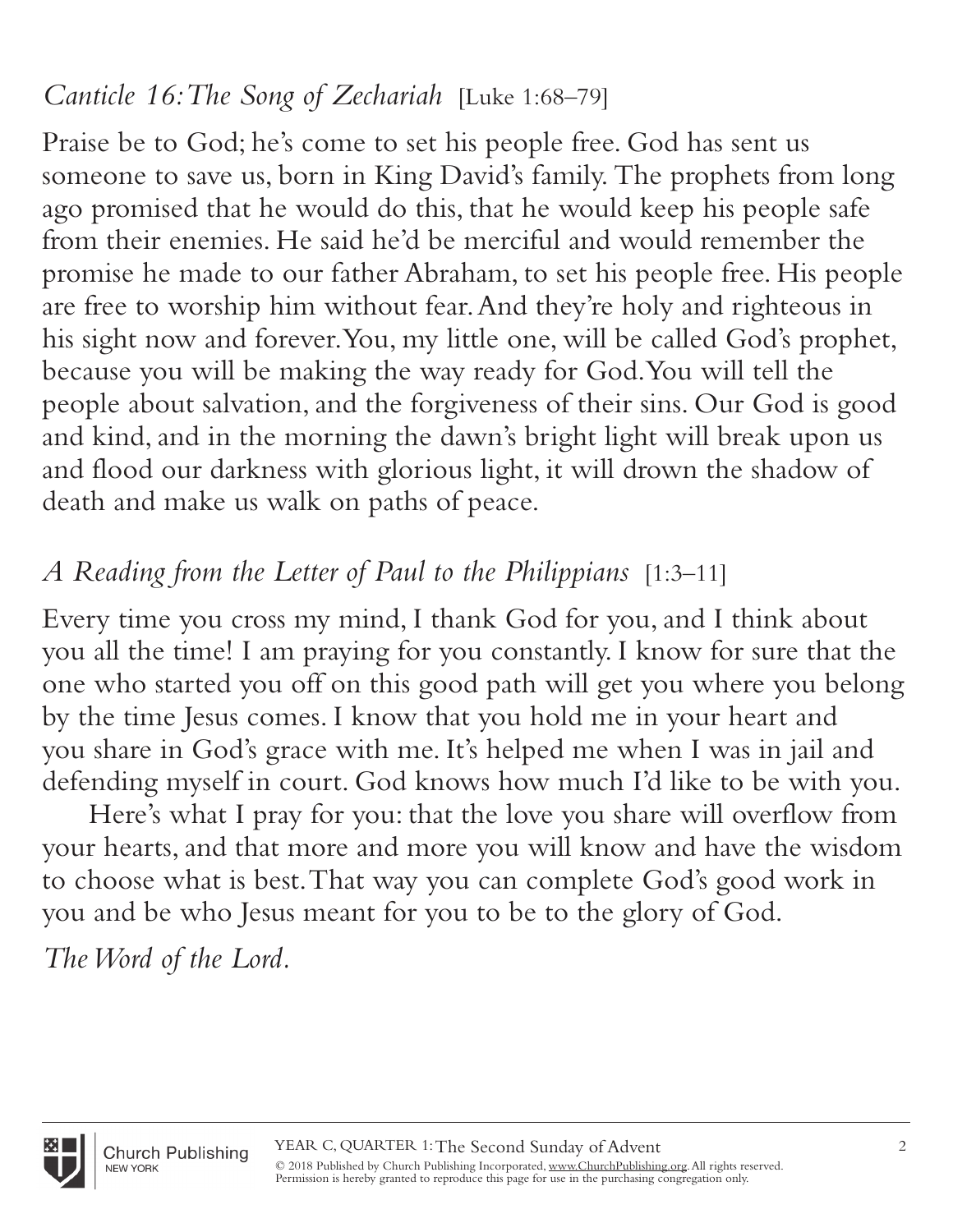*Canticle 16: The Song of Zechariah* [Luke 1:68–79]

Praise be to God; he's come to set his people free. God has sent us someone to save us, born in King David's family. The prophets from long ago promised that he would do this, that he would keep his people safe from their enemies. He said he'd be merciful and would remember the promise he made to our father Abraham, to set his people free. His people are free to worship him without fear. And they're holy and righteous in his sight now and forever. You, my little one, will be called God's prophet, because you will be making the way ready for God. You will tell the people about salvation, and the forgiveness of their sins. Our God is good and kind, and in the morning the dawn's bright light will break upon us and flood our darkness with glorious light, it will drown the shadow of death and make us walk on paths of peace.

*A Reading from the Letter of Paul to the Philippians* [1:3–11]

Every time you cross my mind, I thank God for you, and I think about you all the time! I am praying for you constantly. I know for sure that the one who started you off on this good path will get you where you belong by the time Jesus comes. I know that you hold me in your heart and you share in God's grace with me. It's helped me when I was in jail and defending myself in court. God knows how much I'd like to be with you.

Here's what I pray for you: that the love you share will overflow from your hearts, and that more and more you will know and have the wisdom to choose what is best. That way you can complete God's good work in you and be who Jesus meant for you to be to the glory of God.

*The Word of the Lord.*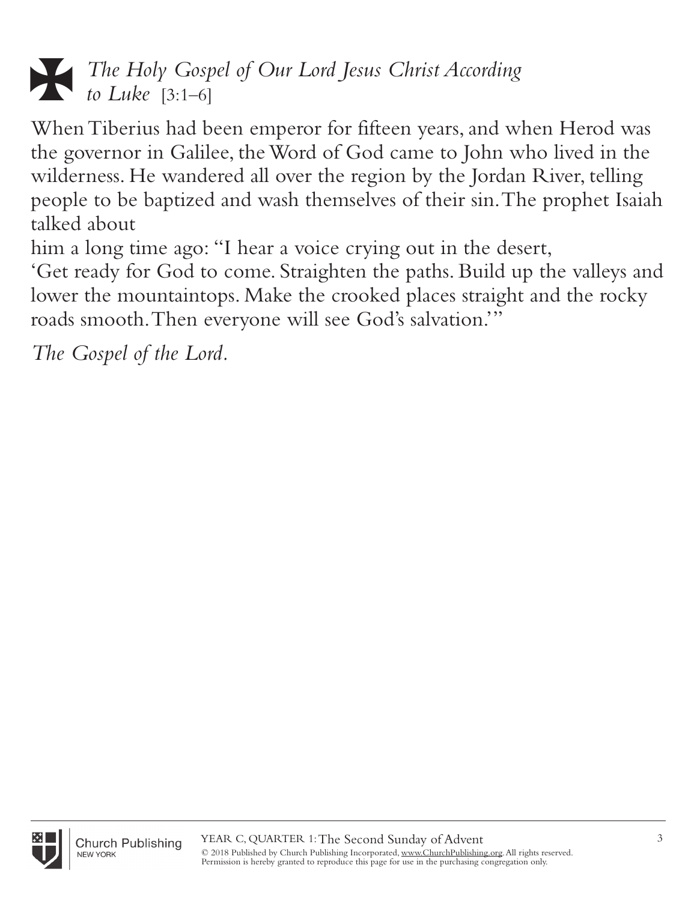## ✠ *The Holy Gospel of Our Lord Jesus Christ According to Luke* [3:1–6]

When Tiberius had been emperor for fifteen years, and when Herod was the governor in Galilee, the Word of God came to John who lived in the wilderness. He wandered all over the region by the Jordan River, telling people to be baptized and wash themselves of their sin. The prophet Isaiah talked about
him a long time ago: "I hear a voice crying out in the desert,
'Get ready for God to come. Straighten the paths. Build up the valleys and lower the mountaintops. Make the crooked places straight and the rocky roads smooth. Then everyone will see God's salvation.'"

*The Gospel of the Lord.*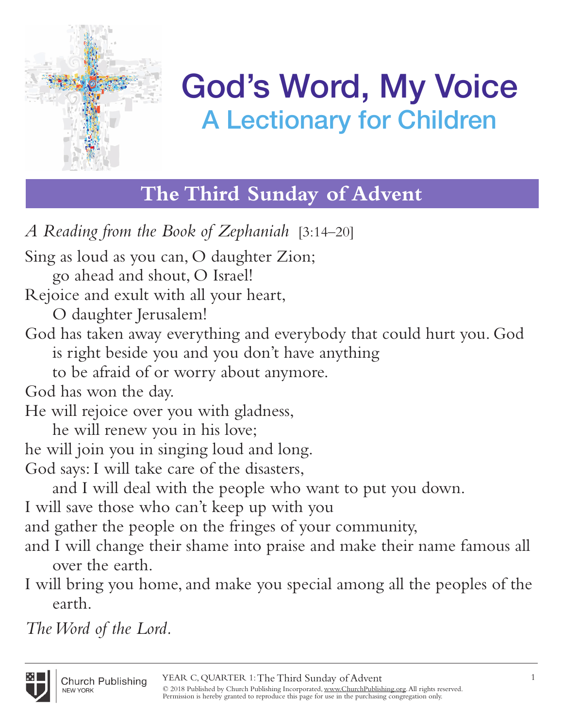# God's Word, My Voice
## A Lectionary for Children

## The Third Sunday of Advent

*A Reading from the Book of Zephaniah* [3:14–20]

Sing as loud as you can, O daughter Zion;
go ahead and shout, O Israel!
Rejoice and exult with all your heart,
O daughter Jerusalem!
God has taken away everything and everybody that could hurt you. God is right beside you and you don't have anything
to be afraid of or worry about anymore.
God has won the day.
He will rejoice over you with gladness,
he will renew you in his love;
he will join you in singing loud and long.
God says: I will take care of the disasters,
and I will deal with the people who want to put you down.
I will save those who can't keep up with you
and gather the people on the fringes of your community,
and I will change their shame into praise and make their name famous all over the earth.
I will bring you home, and make you special among all the peoples of the earth.

*The Word of the Lord.*

YEAR C, QUARTER 1: The Third Sunday of Advent
© 2018 Published by Church Publishing Incorporated, www.ChurchPublishing.org. All rights reserved.
Permission is hereby granted to reproduce this page for use in the purchasing congregation only.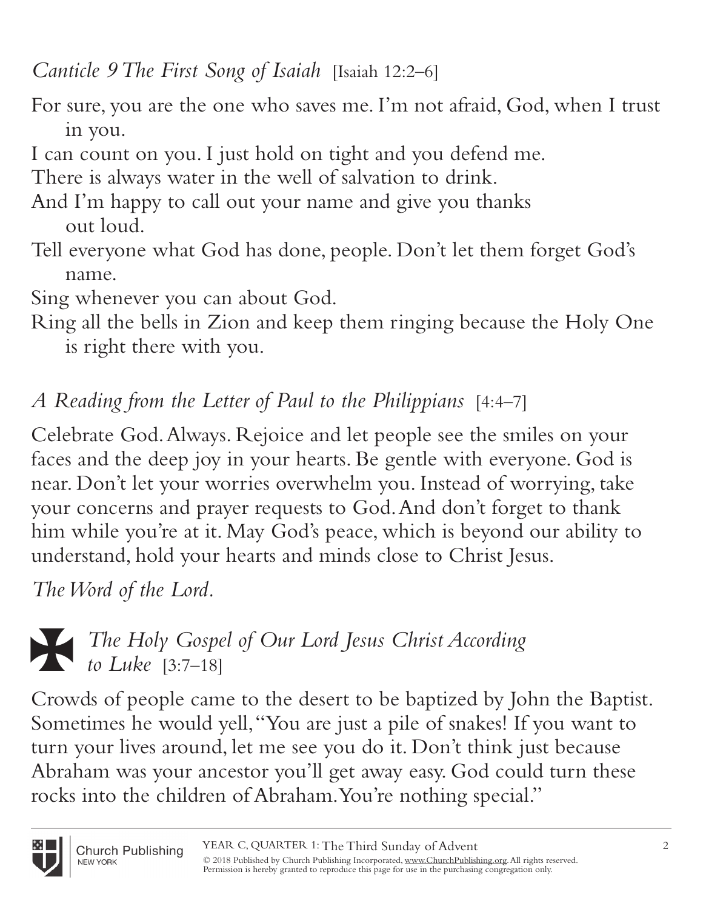*Canticle 9 The First Song of Isaiah* [Isaiah 12:2–6]

For sure, you are the one who saves me. I'm not afraid, God, when I trust in you.

I can count on you. I just hold on tight and you defend me.

There is always water in the well of salvation to drink.

And I'm happy to call out your name and give you thanks out loud.

Tell everyone what God has done, people. Don't let them forget God's name.

Sing whenever you can about God.

Ring all the bells in Zion and keep them ringing because the Holy One is right there with you.

*A Reading from the Letter of Paul to the Philippians* [4:4–7]

Celebrate God. Always. Rejoice and let people see the smiles on your faces and the deep joy in your hearts. Be gentle with everyone. God is near. Don't let your worries overwhelm you. Instead of worrying, take your concerns and prayer requests to God. And don't forget to thank him while you're at it. May God's peace, which is beyond our ability to understand, hold your hearts and minds close to Christ Jesus.

*The Word of the Lord.*

✠ *The Holy Gospel of Our Lord Jesus Christ According to Luke* [3:7–18]

Crowds of people came to the desert to be baptized by John the Baptist. Sometimes he would yell, "You are just a pile of snakes! If you want to turn your lives around, let me see you do it. Don't think just because Abraham was your ancestor you'll get away easy. God could turn these rocks into the children of Abraham. You're nothing special."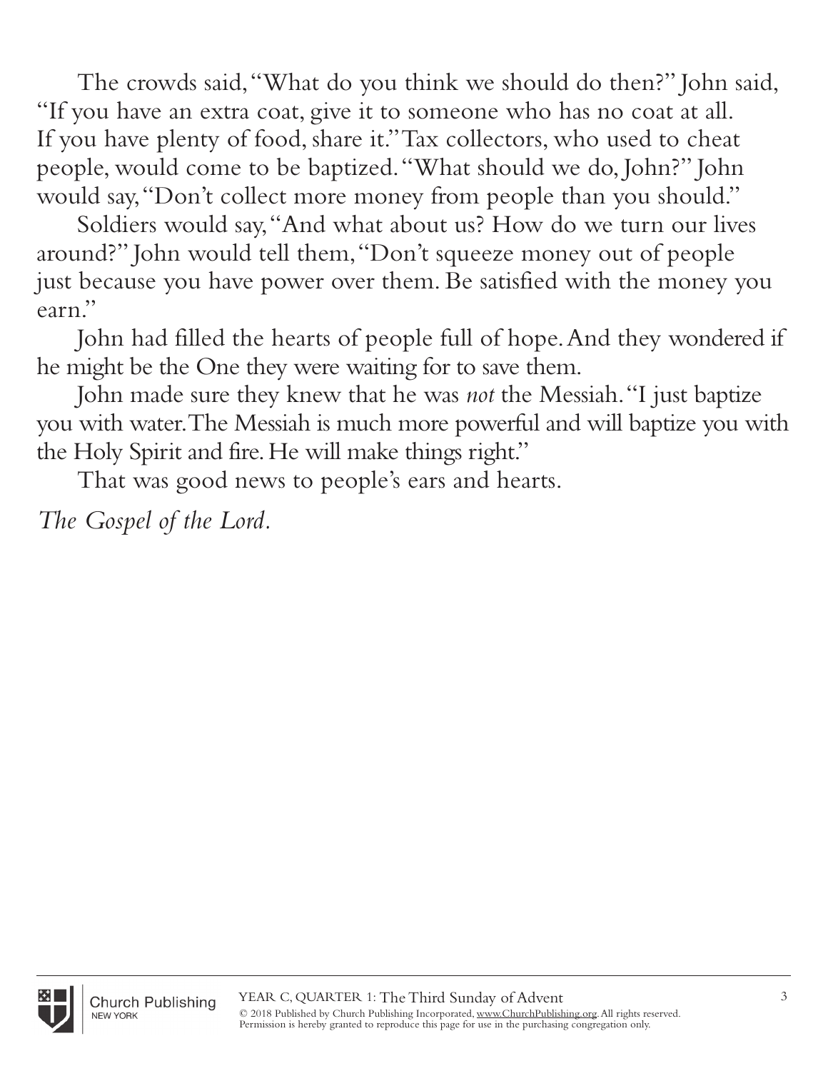The crowds said, "What do you think we should do then?" John said, "If you have an extra coat, give it to someone who has no coat at all. If you have plenty of food, share it." Tax collectors, who used to cheat people, would come to be baptized. "What should we do, John?" John would say, "Don't collect more money from people than you should."

Soldiers would say, "And what about us? How do we turn our lives around?" John would tell them, "Don't squeeze money out of people just because you have power over them. Be satisfied with the money you earn."

John had filled the hearts of people full of hope. And they wondered if he might be the One they were waiting for to save them.

John made sure they knew that he was *not* the Messiah. "I just baptize you with water. The Messiah is much more powerful and will baptize you with the Holy Spirit and fire. He will make things right."

That was good news to people's ears and hearts.

*The Gospel of the Lord.*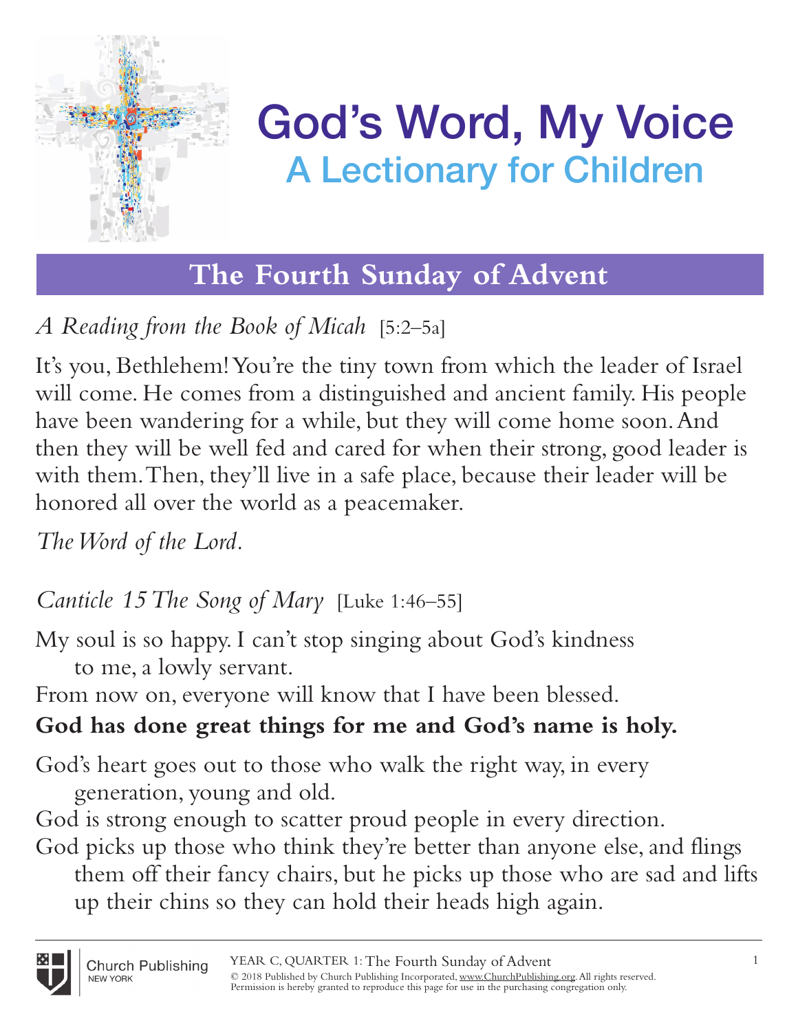# God's Word, My Voice
## A Lectionary for Children

## The Fourth Sunday of Advent

*A Reading from the Book of Micah* [5:2–5a]

It's you, Bethlehem! You're the tiny town from which the leader of Israel will come. He comes from a distinguished and ancient family. His people have been wandering for a while, but they will come home soon. And then they will be well fed and cared for when their strong, good leader is with them. Then, they'll live in a safe place, because their leader will be honored all over the world as a peacemaker.

*The Word of the Lord.*

*Canticle 15 The Song of Mary* [Luke 1:46–55]

My soul is so happy. I can't stop singing about God's kindness to me, a lowly servant.
From now on, everyone will know that I have been blessed.
**God has done great things for me and God's name is holy.**

God's heart goes out to those who walk the right way, in every generation, young and old.
God is strong enough to scatter proud people in every direction.
God picks up those who think they're better than anyone else, and flings them off their fancy chairs, but he picks up those who are sad and lifts up their chins so they can hold their heads high again.

YEAR C, QUARTER 1: The Fourth Sunday of Advent
© 2018 Published by Church Publishing Incorporated, www.ChurchPublishing.org. All rights reserved.
Permission is hereby granted to reproduce this page for use in the purchasing congregation only.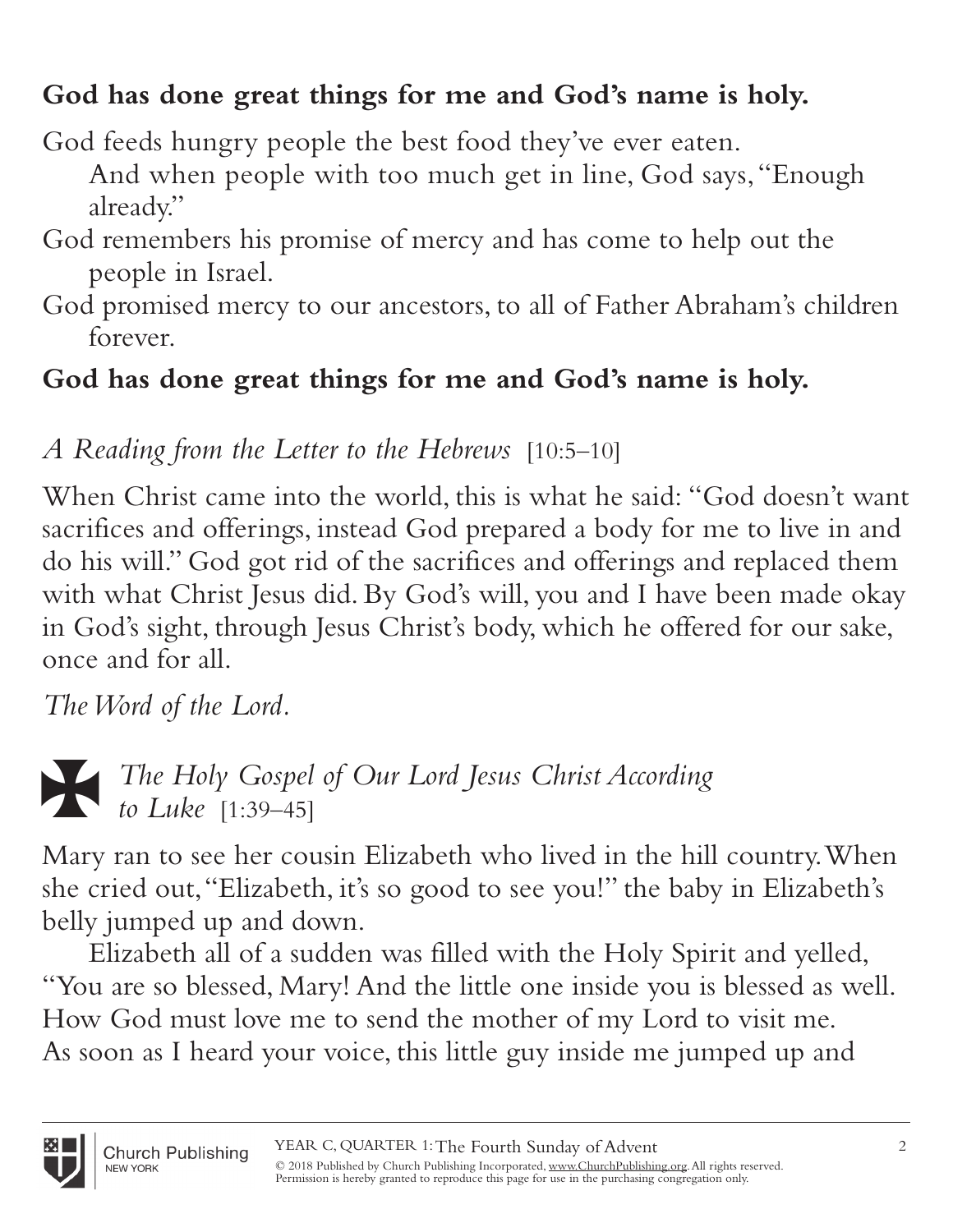**God has done great things for me and God's name is holy.**

God feeds hungry people the best food they've ever eaten.
    And when people with too much get in line, God says, "Enough already."
God remembers his promise of mercy and has come to help out the people in Israel.
God promised mercy to our ancestors, to all of Father Abraham's children forever.

**God has done great things for me and God's name is holy.**

*A Reading from the Letter to the Hebrews* [10:5–10]

When Christ came into the world, this is what he said: "God doesn't want sacrifices and offerings, instead God prepared a body for me to live in and do his will." God got rid of the sacrifices and offerings and replaced them with what Christ Jesus did. By God's will, you and I have been made okay in God's sight, through Jesus Christ's body, which he offered for our sake, once and for all.

*The Word of the Lord.*

✠ *The Holy Gospel of Our Lord Jesus Christ According to Luke* [1:39–45]

Mary ran to see her cousin Elizabeth who lived in the hill country. When she cried out, "Elizabeth, it's so good to see you!" the baby in Elizabeth's belly jumped up and down.

Elizabeth all of a sudden was filled with the Holy Spirit and yelled, "You are so blessed, Mary! And the little one inside you is blessed as well. How God must love me to send the mother of my Lord to visit me. As soon as I heard your voice, this little guy inside me jumped up and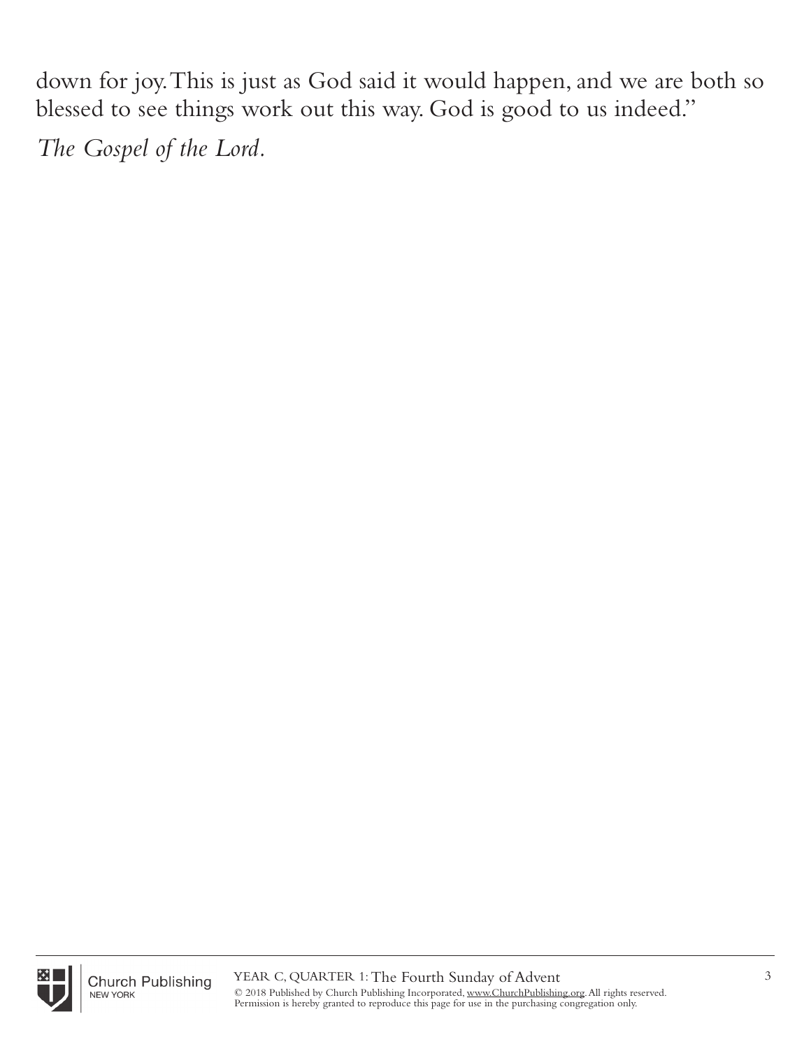down for joy. This is just as God said it would happen, and we are both so blessed to see things work out this way. God is good to us indeed."

*The Gospel of the Lord.*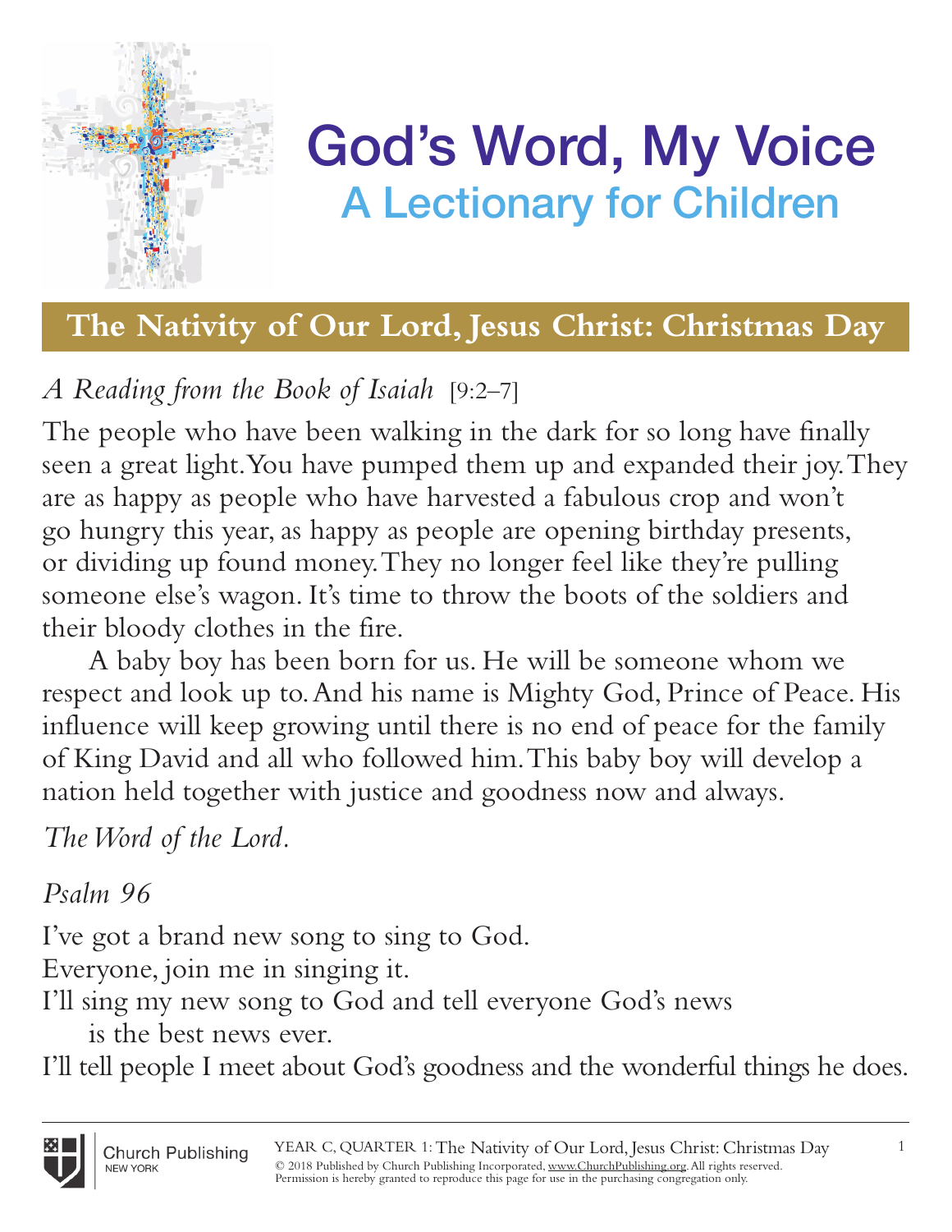# God's Word, My Voice

## A Lectionary for Children

## The Nativity of Our Lord, Jesus Christ: Christmas Day

*A Reading from the Book of Isaiah* [9:2–7]

The people who have been walking in the dark for so long have finally seen a great light. You have pumped them up and expanded their joy. They are as happy as people who have harvested a fabulous crop and won't go hungry this year, as happy as people are opening birthday presents, or dividing up found money. They no longer feel like they're pulling someone else's wagon. It's time to throw the boots of the soldiers and their bloody clothes in the fire.

A baby boy has been born for us. He will be someone whom we respect and look up to. And his name is Mighty God, Prince of Peace. His influence will keep growing until there is no end of peace for the family of King David and all who followed him. This baby boy will develop a nation held together with justice and goodness now and always.

*The Word of the Lord.*

*Psalm 96*

I've got a brand new song to sing to God.  
Everyone, join me in singing it.  
I'll sing my new song to God and tell everyone God's news  
  is the best news ever.  
I'll tell people I meet about God's goodness and the wonderful things he does.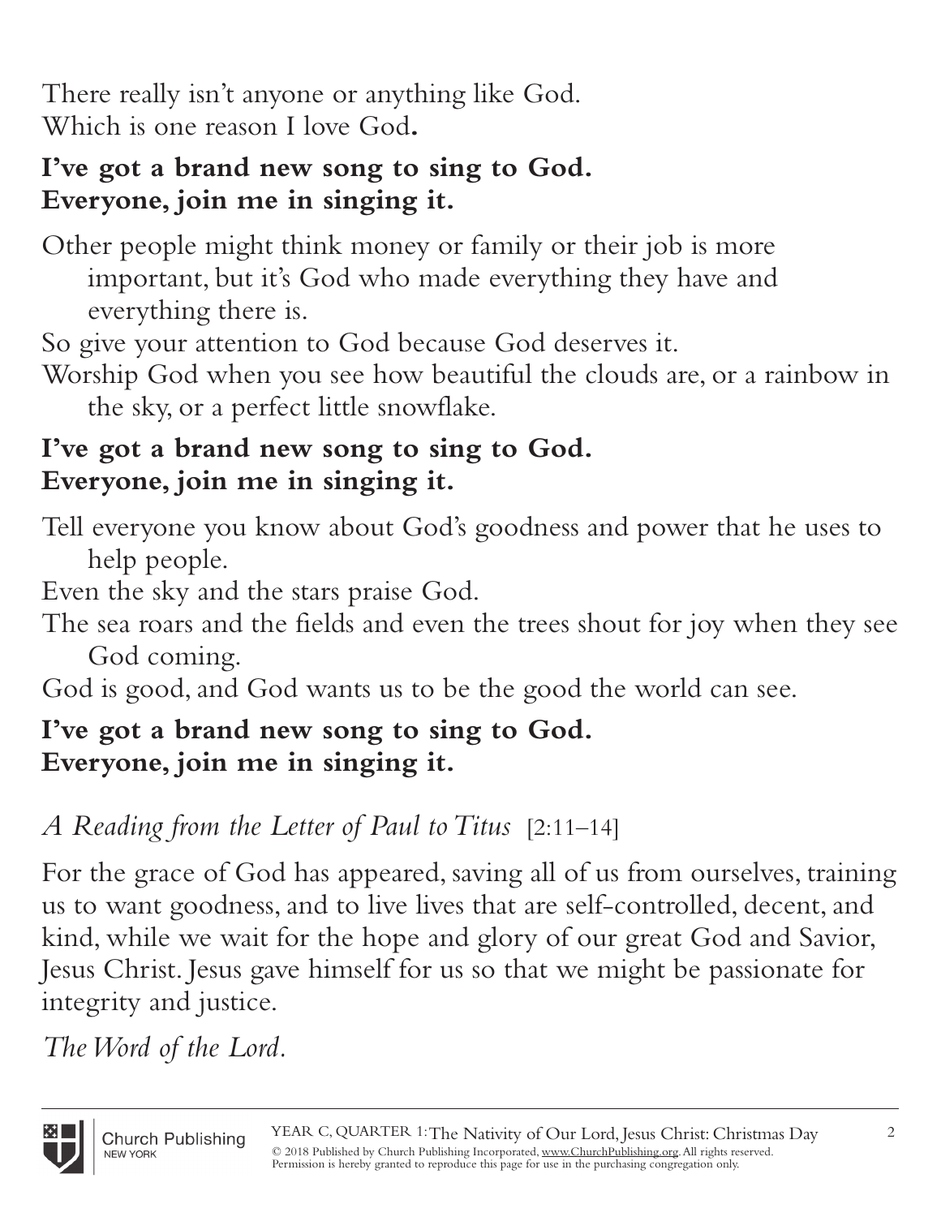There really isn't anyone or anything like God.
Which is one reason I love God**.**

**I've got a brand new song to sing to God.**
**Everyone, join me in singing it.**

Other people might think money or family or their job is more important, but it's God who made everything they have and everything there is.
So give your attention to God because God deserves it.
Worship God when you see how beautiful the clouds are, or a rainbow in the sky, or a perfect little snowflake.

**I've got a brand new song to sing to God.**
**Everyone, join me in singing it.**

Tell everyone you know about God's goodness and power that he uses to help people.
Even the sky and the stars praise God.
The sea roars and the fields and even the trees shout for joy when they see God coming.
God is good, and God wants us to be the good the world can see.

**I've got a brand new song to sing to God.**
**Everyone, join me in singing it.**

*A Reading from the Letter of Paul to Titus* [2:11–14]

For the grace of God has appeared, saving all of us from ourselves, training us to want goodness, and to live lives that are self-controlled, decent, and kind, while we wait for the hope and glory of our great God and Savior, Jesus Christ. Jesus gave himself for us so that we might be passionate for integrity and justice.

*The Word of the Lord.*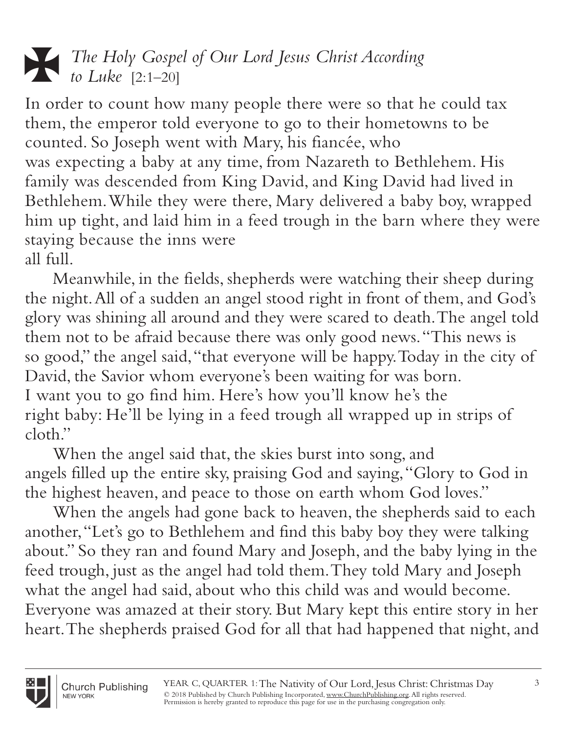## ✠ *The Holy Gospel of Our Lord Jesus Christ According to Luke* [2:1–20]

In order to count how many people there were so that he could tax them, the emperor told everyone to go to their hometowns to be counted. So Joseph went with Mary, his fiancée, who was expecting a baby at any time, from Nazareth to Bethlehem. His family was descended from King David, and King David had lived in Bethlehem. While they were there, Mary delivered a baby boy, wrapped him up tight, and laid him in a feed trough in the barn where they were staying because the inns were all full.

Meanwhile, in the fields, shepherds were watching their sheep during the night. All of a sudden an angel stood right in front of them, and God's glory was shining all around and they were scared to death. The angel told them not to be afraid because there was only good news. "This news is so good," the angel said, "that everyone will be happy. Today in the city of David, the Savior whom everyone's been waiting for was born. I want you to go find him. Here's how you'll know he's the right baby: He'll be lying in a feed trough all wrapped up in strips of cloth."

When the angel said that, the skies burst into song, and angels filled up the entire sky, praising God and saying, "Glory to God in the highest heaven, and peace to those on earth whom God loves."

When the angels had gone back to heaven, the shepherds said to each another, "Let's go to Bethlehem and find this baby boy they were talking about." So they ran and found Mary and Joseph, and the baby lying in the feed trough, just as the angel had told them. They told Mary and Joseph what the angel had said, about who this child was and would become. Everyone was amazed at their story. But Mary kept this entire story in her heart. The shepherds praised God for all that had happened that night, and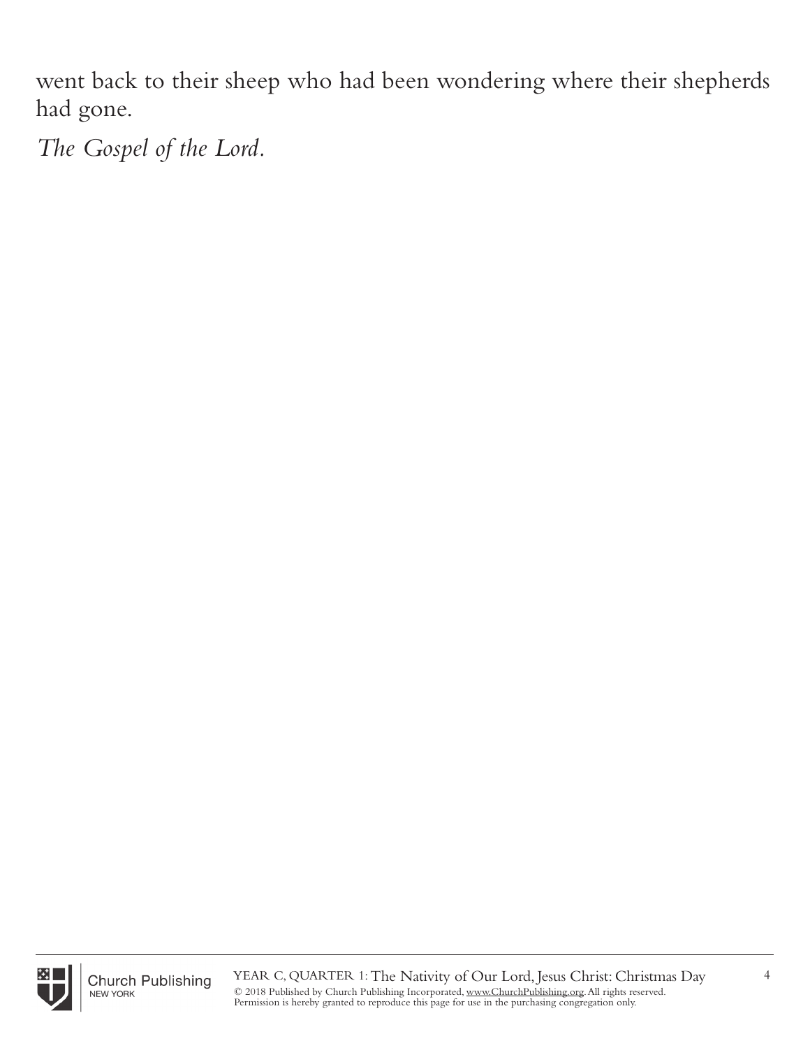went back to their sheep who had been wondering where their shepherds had gone.

*The Gospel of the Lord.*